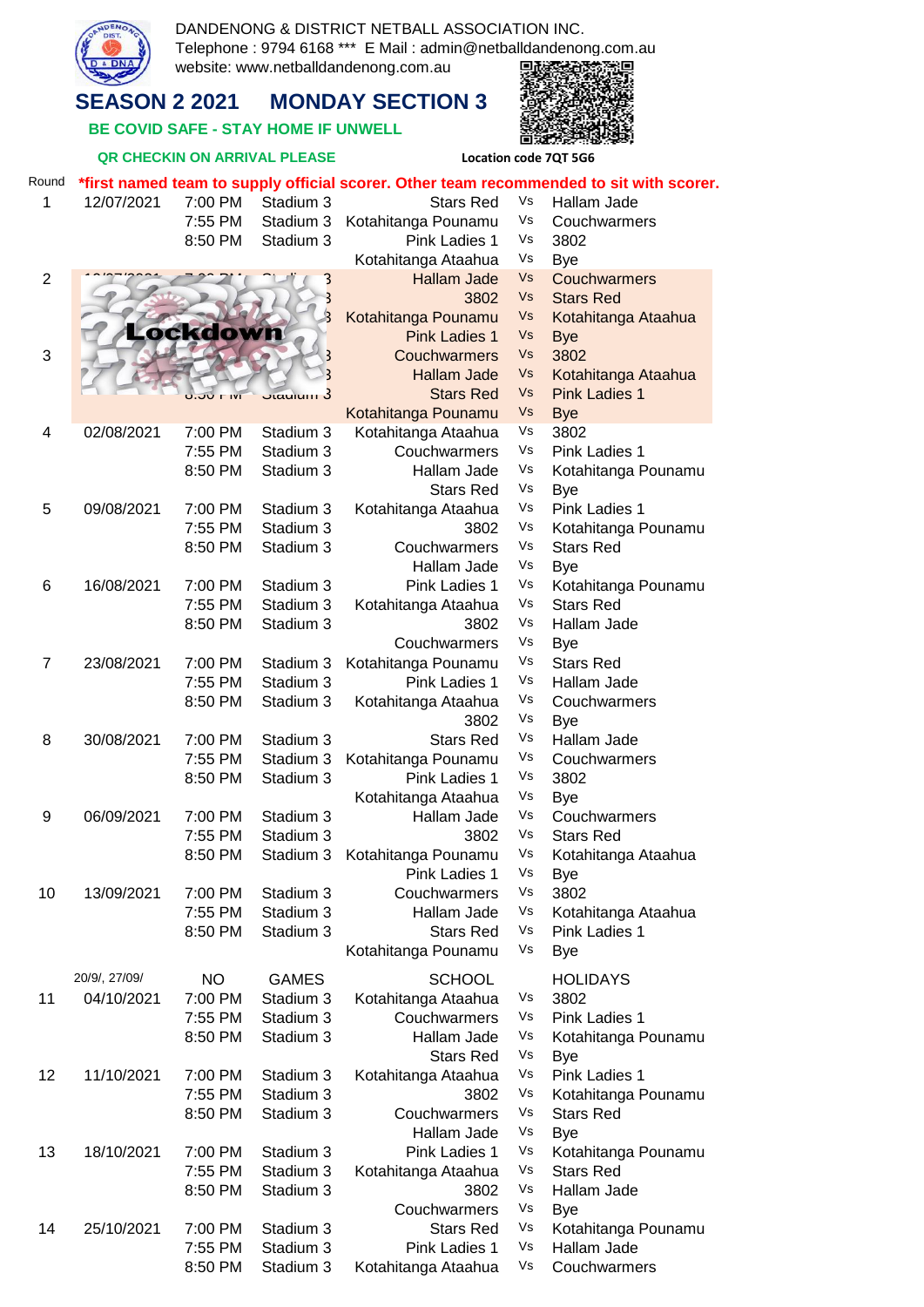DANDENONG & DISTRICT NETBALL ASSOCIATION INC.
Telephone : 9794 6168 *** E Mail : admin@netballdandenong.com.au
website: www.netballdandenong.com.au

# SEASON 2 2021 MONDAY SECTION 3

**BE COVID SAFE - STAY HOME IF UNWELL**

**QR CHECKIN ON ARRIVAL PLEASE** Location code 7QT 5G6

**\*first named team to supply official scorer. Other team recommended to sit with scorer.**

| Round | Date | Time | Venue | Team |  | Team |
|---|---|---|---|---|---|---|
| 1 | 12/07/2021 | 7:00 PM | Stadium 3 | Stars Red | Vs | Hallam Jade |
|  |  | 7:55 PM | Stadium 3 | Kotahitanga Pounamu | Vs | Couchwarmers |
|  |  | 8:50 PM | Stadium 3 | Pink Ladies 1 | Vs | 3802 |
|  |  |  |  | Kotahitanga Ataahua | Vs | Bye |
| 2 | Lockdown |  |  | Hallam Jade | Vs | Couchwarmers |
|  |  |  |  | 3802 | Vs | Stars Red |
|  |  |  |  | Kotahitanga Pounamu | Vs | Kotahitanga Ataahua |
|  |  |  |  | Pink Ladies 1 | Vs | Bye |
| 3 |  |  |  | Couchwarmers | Vs | 3802 |
|  |  |  |  | Hallam Jade | Vs | Kotahitanga Ataahua |
|  |  |  |  | Stars Red | Vs | Pink Ladies 1 |
|  |  |  |  | Kotahitanga Pounamu | Vs | Bye |
| 4 | 02/08/2021 | 7:00 PM | Stadium 3 | Kotahitanga Ataahua | Vs | 3802 |
|  |  | 7:55 PM | Stadium 3 | Couchwarmers | Vs | Pink Ladies 1 |
|  |  | 8:50 PM | Stadium 3 | Hallam Jade | Vs | Kotahitanga Pounamu |
|  |  |  |  | Stars Red | Vs | Bye |
| 5 | 09/08/2021 | 7:00 PM | Stadium 3 | Kotahitanga Ataahua | Vs | Pink Ladies 1 |
|  |  | 7:55 PM | Stadium 3 | 3802 | Vs | Kotahitanga Pounamu |
|  |  | 8:50 PM | Stadium 3 | Couchwarmers | Vs | Stars Red |
|  |  |  |  | Hallam Jade | Vs | Bye |
| 6 | 16/08/2021 | 7:00 PM | Stadium 3 | Pink Ladies 1 | Vs | Kotahitanga Pounamu |
|  |  | 7:55 PM | Stadium 3 | Kotahitanga Ataahua | Vs | Stars Red |
|  |  | 8:50 PM | Stadium 3 | 3802 | Vs | Hallam Jade |
|  |  |  |  | Couchwarmers | Vs | Bye |
| 7 | 23/08/2021 | 7:00 PM | Stadium 3 | Kotahitanga Pounamu | Vs | Stars Red |
|  |  | 7:55 PM | Stadium 3 | Pink Ladies 1 | Vs | Hallam Jade |
|  |  | 8:50 PM | Stadium 3 | Kotahitanga Ataahua | Vs | Couchwarmers |
|  |  |  |  | 3802 | Vs | Bye |
| 8 | 30/08/2021 | 7:00 PM | Stadium 3 | Stars Red | Vs | Hallam Jade |
|  |  | 7:55 PM | Stadium 3 | Kotahitanga Pounamu | Vs | Couchwarmers |
|  |  | 8:50 PM | Stadium 3 | Pink Ladies 1 | Vs | 3802 |
|  |  |  |  | Kotahitanga Ataahua | Vs | Bye |
| 9 | 06/09/2021 | 7:00 PM | Stadium 3 | Hallam Jade | Vs | Couchwarmers |
|  |  | 7:55 PM | Stadium 3 | 3802 | Vs | Stars Red |
|  |  | 8:50 PM | Stadium 3 | Kotahitanga Pounamu | Vs | Kotahitanga Ataahua |
|  |  |  |  | Pink Ladies 1 | Vs | Bye |
| 10 | 13/09/2021 | 7:00 PM | Stadium 3 | Couchwarmers | Vs | 3802 |
|  |  | 7:55 PM | Stadium 3 | Hallam Jade | Vs | Kotahitanga Ataahua |
|  |  | 8:50 PM | Stadium 3 | Stars Red | Vs | Pink Ladies 1 |
|  |  |  |  | Kotahitanga Pounamu | Vs | Bye |
|  | 20/9/, 27/09/ | NO | GAMES | SCHOOL |  | HOLIDAYS |
| 11 | 04/10/2021 | 7:00 PM | Stadium 3 | Kotahitanga Ataahua | Vs | 3802 |
|  |  | 7:55 PM | Stadium 3 | Couchwarmers | Vs | Pink Ladies 1 |
|  |  | 8:50 PM | Stadium 3 | Hallam Jade | Vs | Kotahitanga Pounamu |
|  |  |  |  | Stars Red | Vs | Bye |
| 12 | 11/10/2021 | 7:00 PM | Stadium 3 | Kotahitanga Ataahua | Vs | Pink Ladies 1 |
|  |  | 7:55 PM | Stadium 3 | 3802 | Vs | Kotahitanga Pounamu |
|  |  | 8:50 PM | Stadium 3 | Couchwarmers | Vs | Stars Red |
|  |  |  |  | Hallam Jade | Vs | Bye |
| 13 | 18/10/2021 | 7:00 PM | Stadium 3 | Pink Ladies 1 | Vs | Kotahitanga Pounamu |
|  |  | 7:55 PM | Stadium 3 | Kotahitanga Ataahua | Vs | Stars Red |
|  |  | 8:50 PM | Stadium 3 | 3802 | Vs | Hallam Jade |
|  |  |  |  | Couchwarmers | Vs | Bye |
| 14 | 25/10/2021 | 7:00 PM | Stadium 3 | Stars Red | Vs | Kotahitanga Pounamu |
|  |  | 7:55 PM | Stadium 3 | Pink Ladies 1 | Vs | Hallam Jade |
|  |  | 8:50 PM | Stadium 3 | Kotahitanga Ataahua | Vs | Couchwarmers |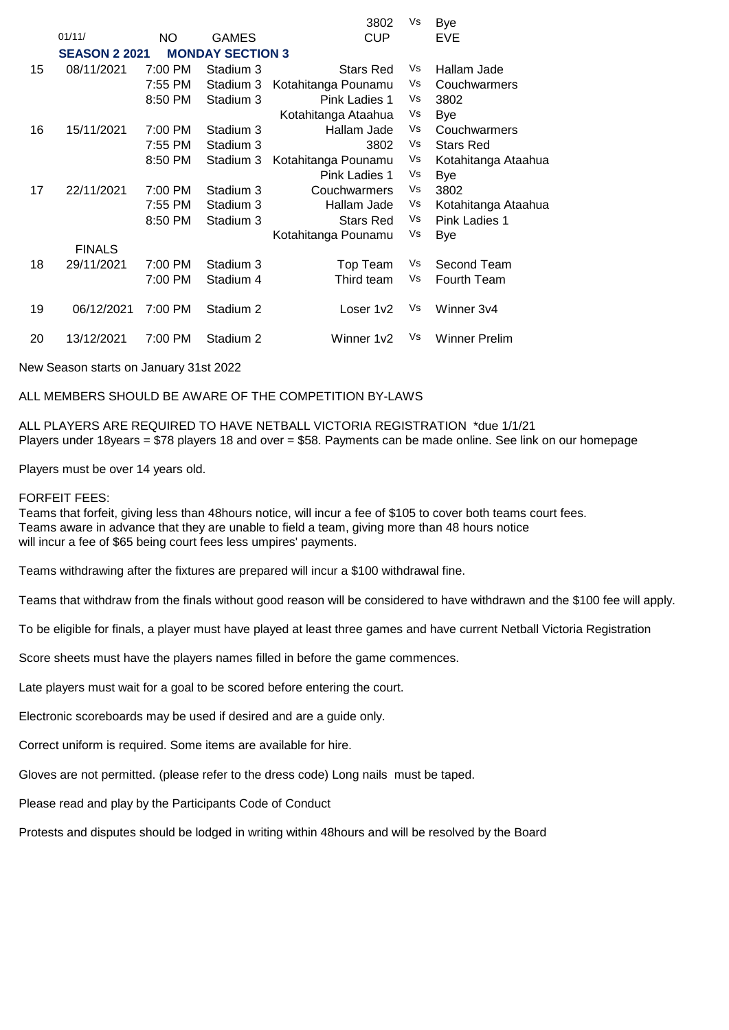| | | | | | | |
|---|---|---|---|---|---|---|
| | | | | 3802 | Vs | Bye |
| | 01/11/ | NO | GAMES | CUP | | EVE |
| | **SEASON 2 2021** | **MONDAY SECTION 3** | | | | |
| 15 | 08/11/2021 | 7:00 PM | Stadium 3 | Stars Red | Vs | Hallam Jade |
| | | 7:55 PM | Stadium 3 | Kotahitanga Pounamu | Vs | Couchwarmers |
| | | 8:50 PM | Stadium 3 | Pink Ladies 1 | Vs | 3802 |
| | | | | Kotahitanga Ataahua | Vs | Bye |
| 16 | 15/11/2021 | 7:00 PM | Stadium 3 | Hallam Jade | Vs | Couchwarmers |
| | | 7:55 PM | Stadium 3 | 3802 | Vs | Stars Red |
| | | 8:50 PM | Stadium 3 | Kotahitanga Pounamu | Vs | Kotahitanga Ataahua |
| | | | | Pink Ladies 1 | Vs | Bye |
| 17 | 22/11/2021 | 7:00 PM | Stadium 3 | Couchwarmers | Vs | 3802 |
| | | 7:55 PM | Stadium 3 | Hallam Jade | Vs | Kotahitanga Ataahua |
| | | 8:50 PM | Stadium 3 | Stars Red | Vs | Pink Ladies 1 |
| | | | | Kotahitanga Pounamu | Vs | Bye |
| | FINALS | | | | | |
| 18 | 29/11/2021 | 7:00 PM | Stadium 3 | Top Team | Vs | Second Team |
| | | 7:00 PM | Stadium 4 | Third team | Vs | Fourth Team |
| 19 | 06/12/2021 | 7:00 PM | Stadium 2 | Loser 1v2 | Vs | Winner 3v4 |
| 20 | 13/12/2021 | 7:00 PM | Stadium 2 | Winner 1v2 | Vs | Winner Prelim |

New Season starts on January 31st 2022

ALL MEMBERS SHOULD BE AWARE OF THE COMPETITION BY-LAWS

ALL PLAYERS ARE REQUIRED TO HAVE NETBALL VICTORIA REGISTRATION *due 1/1/21
Players under 18years = $78 players 18 and over = $58. Payments can be made online. See link on our homepage

Players must be over 14 years old.

FORFEIT FEES:
Teams that forfeit, giving less than 48hours notice, will incur a fee of $105 to cover both teams court fees.
Teams aware in advance that they are unable to field a team, giving more than 48 hours notice
will incur a fee of $65 being court fees less umpires' payments.

Teams withdrawing after the fixtures are prepared will incur a $100 withdrawal fine.

Teams that withdraw from the finals without good reason will be considered to have withdrawn and the $100 fee will apply.

To be eligible for finals, a player must have played at least three games and have current Netball Victoria Registration

Score sheets must have the players names filled in before the game commences.

Late players must wait for a goal to be scored before entering the court.

Electronic scoreboards may be used if desired and are a guide only.

Correct uniform is required. Some items are available for hire.

Gloves are not permitted. (please refer to the dress code) Long nails must be taped.

Please read and play by the Participants Code of Conduct

Protests and disputes should be lodged in writing within 48hours and will be resolved by the Board